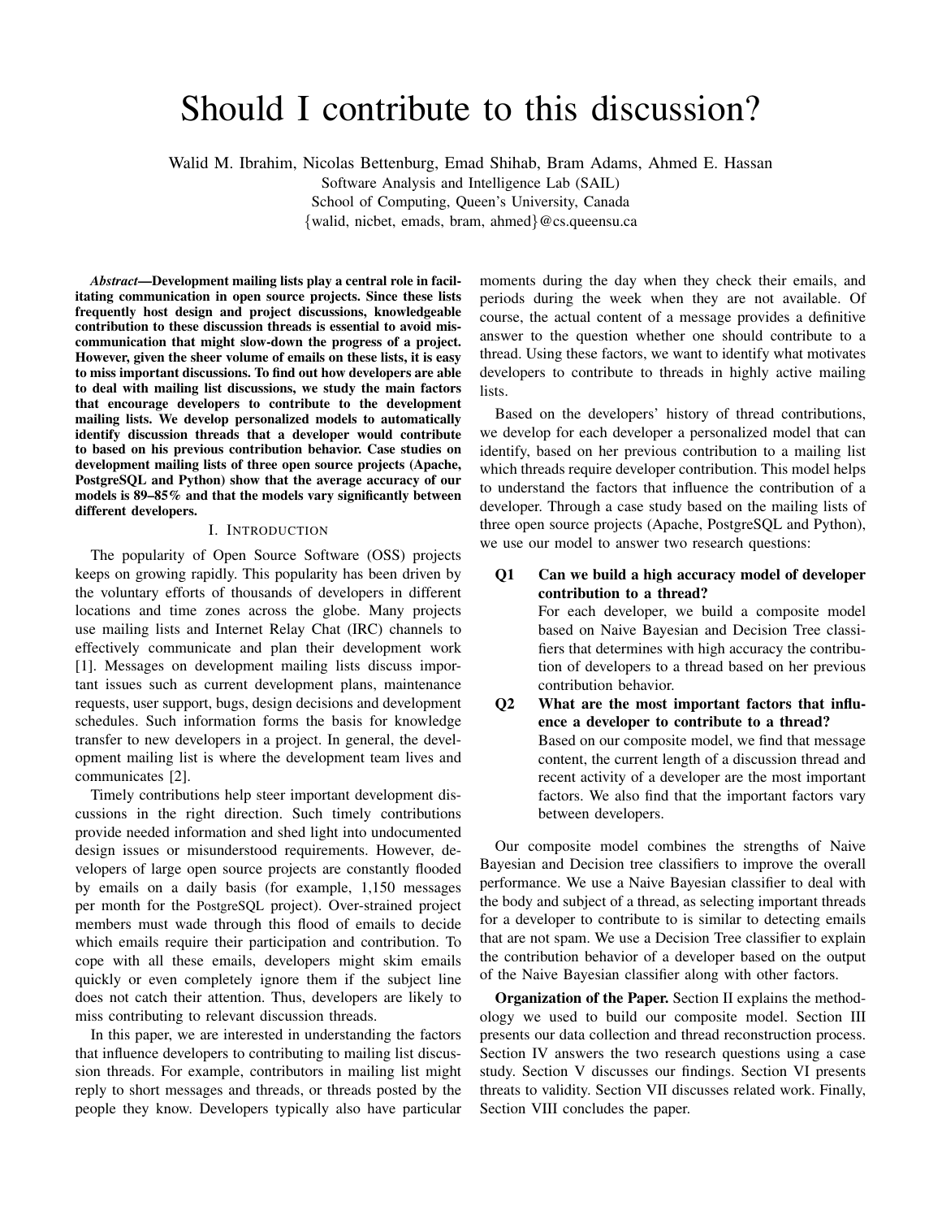# Should I contribute to this discussion?

Walid M. Ibrahim, Nicolas Bettenburg, Emad Shihab, Bram Adams, Ahmed E. Hassan
Software Analysis and Intelligence Lab (SAIL)
School of Computing, Queen's University, Canada
{walid, nicbet, emads, bram, ahmed}@cs.queensu.ca

***Abstract*—Development mailing lists play a central role in facilitating communication in open source projects. Since these lists frequently host design and project discussions, knowledgeable contribution to these discussion threads is essential to avoid miscommunication that might slow-down the progress of a project. However, given the sheer volume of emails on these lists, it is easy to miss important discussions. To find out how developers are able to deal with mailing list discussions, we study the main factors that encourage developers to contribute to the development mailing lists. We develop personalized models to automatically identify discussion threads that a developer would contribute to based on his previous contribution behavior. Case studies on development mailing lists of three open source projects (Apache, PostgreSQL and Python) show that the average accuracy of our models is 89–85% and that the models vary significantly between different developers.**

## I. Introduction

The popularity of Open Source Software (OSS) projects keeps on growing rapidly. This popularity has been driven by the voluntary efforts of thousands of developers in different locations and time zones across the globe. Many projects use mailing lists and Internet Relay Chat (IRC) channels to effectively communicate and plan their development work [1]. Messages on development mailing lists discuss important issues such as current development plans, maintenance requests, user support, bugs, design decisions and development schedules. Such information forms the basis for knowledge transfer to new developers in a project. In general, the development mailing list is where the development team lives and communicates [2].

Timely contributions help steer important development discussions in the right direction. Such timely contributions provide needed information and shed light into undocumented design issues or misunderstood requirements. However, developers of large open source projects are constantly flooded by emails on a daily basis (for example, 1,150 messages per month for the PostgreSQL project). Over-strained project members must wade through this flood of emails to decide which emails require their participation and contribution. To cope with all these emails, developers might skim emails quickly or even completely ignore them if the subject line does not catch their attention. Thus, developers are likely to miss contributing to relevant discussion threads.

In this paper, we are interested in understanding the factors that influence developers to contributing to mailing list discussion threads. For example, contributors in mailing list might reply to short messages and threads, or threads posted by the people they know. Developers typically also have particular moments during the day when they check their emails, and periods during the week when they are not available. Of course, the actual content of a message provides a definitive answer to the question whether one should contribute to a thread. Using these factors, we want to identify what motivates developers to contribute to threads in highly active mailing lists.

Based on the developers' history of thread contributions, we develop for each developer a personalized model that can identify, based on her previous contribution to a mailing list which threads require developer contribution. This model helps to understand the factors that influence the contribution of a developer. Through a case study based on the mailing lists of three open source projects (Apache, PostgreSQL and Python), we use our model to answer two research questions:

**Q1 Can we build a high accuracy model of developer contribution to a thread?**
For each developer, we build a composite model based on Naive Bayesian and Decision Tree classifiers that determines with high accuracy the contribution of developers to a thread based on her previous contribution behavior.

**Q2 What are the most important factors that influence a developer to contribute to a thread?**
Based on our composite model, we find that message content, the current length of a discussion thread and recent activity of a developer are the most important factors. We also find that the important factors vary between developers.

Our composite model combines the strengths of Naive Bayesian and Decision tree classifiers to improve the overall performance. We use a Naive Bayesian classifier to deal with the body and subject of a thread, as selecting important threads for a developer to contribute to is similar to detecting emails that are not spam. We use a Decision Tree classifier to explain the contribution behavior of a developer based on the output of the Naive Bayesian classifier along with other factors.

**Organization of the Paper.** Section II explains the methodology we used to build our composite model. Section III presents our data collection and thread reconstruction process. Section IV answers the two research questions using a case study. Section V discusses our findings. Section VI presents threats to validity. Section VII discusses related work. Finally, Section VIII concludes the paper.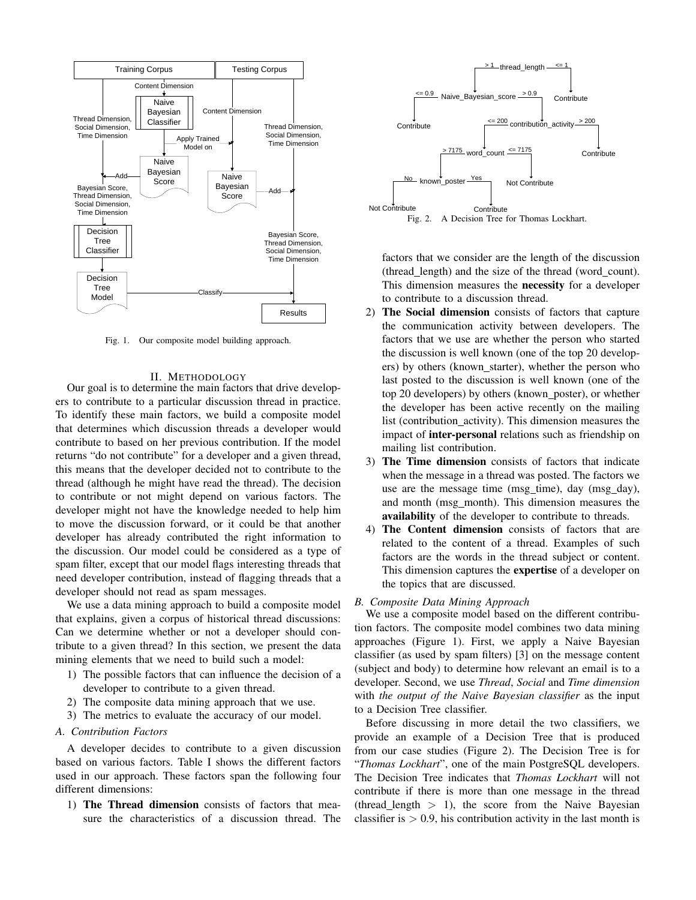Fig. 1. Our composite model building approach.

Fig. 2. A Decision Tree for Thomas Lockhart.

## II. Methodology

Our goal is to determine the main factors that drive developers to contribute to a particular discussion thread in practice. To identify these main factors, we build a composite model that determines which discussion threads a developer would contribute to based on her previous contribution. If the model returns "do not contribute" for a developer and a given thread, this means that the developer decided not to contribute to the thread (although he might have read the thread). The decision to contribute or not might depend on various factors. The developer might not have the knowledge needed to help him to move the discussion forward, or it could be that another developer has already contributed the right information to the discussion. Our model could be considered as a type of spam filter, except that our model flags interesting threads that need developer contribution, instead of flagging threads that a developer should not read as spam messages.

We use a data mining approach to build a composite model that explains, given a corpus of historical thread discussions: Can we determine whether or not a developer should contribute to a given thread? In this section, we present the data mining elements that we need to build such a model:

1) The possible factors that can influence the decision of a developer to contribute to a given thread.
2) The composite data mining approach that we use.
3) The metrics to evaluate the accuracy of our model.

### A. Contribution Factors

A developer decides to contribute to a given discussion based on various factors. Table I shows the different factors used in our approach. These factors span the following four different dimensions:

1) **The Thread dimension** consists of factors that measure the characteristics of a discussion thread. The factors that we consider are the length of the discussion (thread_length) and the size of the thread (word_count). This dimension measures the **necessity** for a developer to contribute to a discussion thread.
2) **The Social dimension** consists of factors that capture the communication activity between developers. The factors that we use are whether the person who started the discussion is well known (one of the top 20 developers) by others (known_starter), whether the person who last posted to the discussion is well known (one of the top 20 developers) by others (known_poster), or whether the developer has been active recently on the mailing list (contribution_activity). This dimension measures the impact of **inter-personal** relations such as friendship on mailing list contribution.
3) **The Time dimension** consists of factors that indicate when the message in a thread was posted. The factors we use are the message time (msg_time), day (msg_day), and month (msg_month). This dimension measures the **availability** of the developer to contribute to threads.
4) **The Content dimension** consists of factors that are related to the content of a thread. Examples of such factors are the words in the thread subject or content. This dimension captures the **expertise** of a developer on the topics that are discussed.

### B. Composite Data Mining Approach

We use a composite model based on the different contribution factors. The composite model combines two data mining approaches (Figure 1). First, we apply a Naive Bayesian classifier (as used by spam filters) [3] on the message content (subject and body) to determine how relevant an email is to a developer. Second, we use *Thread*, *Social* and *Time dimension* with *the output of the Naive Bayesian classifier* as the input to a Decision Tree classifier.

Before discussing in more detail the two classifiers, we provide an example of a Decision Tree that is produced from our case studies (Figure 2). The Decision Tree is for "*Thomas Lockhart*", one of the main PostgreSQL developers. The Decision Tree indicates that *Thomas Lockhart* will not contribute if there is more than one message in the thread (thread_length $> 1$), the score from the Naive Bayesian classifier is $> 0.9$, his contribution activity in the last month is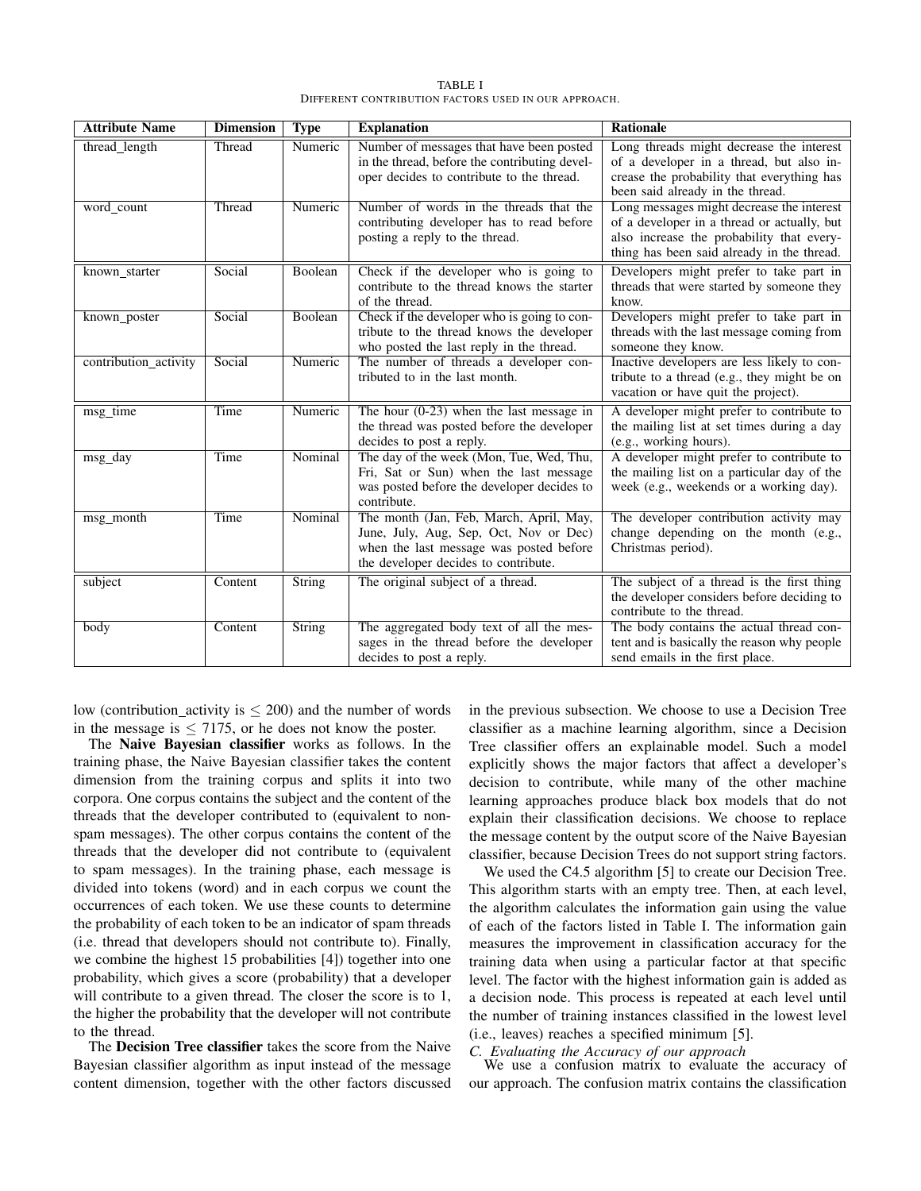TABLE I
DIFFERENT CONTRIBUTION FACTORS USED IN OUR APPROACH.

| Attribute Name | Dimension | Type | Explanation | Rationale |
|---|---|---|---|---|
| thread_length | Thread | Numeric | Number of messages that have been posted in the thread, before the contributing developer decides to contribute to the thread. | Long threads might decrease the interest of a developer in a thread, but also increase the probability that everything has been said already in the thread. |
| word_count | Thread | Numeric | Number of words in the threads that the contributing developer has to read before posting a reply to the thread. | Long messages might decrease the interest of a developer in a thread or actually, but also increase the probability that everything has been said already in the thread. |
| known_starter | Social | Boolean | Check if the developer who is going to contribute to the thread knows the starter of the thread. | Developers might prefer to take part in threads that were started by someone they know. |
| known_poster | Social | Boolean | Check if the developer who is going to contribute to the thread knows the developer who posted the last reply in the thread. | Developers might prefer to take part in threads with the last message coming from someone they know. |
| contribution_activity | Social | Numeric | The number of threads a developer contributed to in the last month. | Inactive developers are less likely to contribute to a thread (e.g., they might be on vacation or have quit the project). |
| msg_time | Time | Numeric | The hour (0-23) when the last message in the thread was posted before the developer decides to post a reply. | A developer might prefer to contribute to the mailing list at set times during a day (e.g., working hours). |
| msg_day | Time | Nominal | The day of the week (Mon, Tue, Wed, Thu, Fri, Sat or Sun) when the last message was posted before the developer decides to contribute. | A developer might prefer to contribute to the mailing list on a particular day of the week (e.g., weekends or a working day). |
| msg_month | Time | Nominal | The month (Jan, Feb, March, April, May, June, July, Aug, Sep, Oct, Nov or Dec) when the last message was posted before the developer decides to contribute. | The developer contribution activity may change depending on the month (e.g., Christmas period). |
| subject | Content | String | The original subject of a thread. | The subject of a thread is the first thing the developer considers before deciding to contribute to the thread. |
| body | Content | String | The aggregated body text of all the messages in the thread before the developer decides to post a reply. | The body contains the actual thread content and is basically the reason why people send emails in the first place. |

low (contribution_activity is $\leq 200$) and the number of words in the message is $\leq 7175$, or he does not know the poster.

The **Naive Bayesian classifier** works as follows. In the training phase, the Naive Bayesian classifier takes the content dimension from the training corpus and splits it into two corpora. One corpus contains the subject and the content of the threads that the developer contributed to (equivalent to non-spam messages). The other corpus contains the content of the threads that the developer did not contribute to (equivalent to spam messages). In the training phase, each message is divided into tokens (word) and in each corpus we count the occurrences of each token. We use these counts to determine the probability of each token to be an indicator of spam threads (i.e. thread that developers should not contribute to). Finally, we combine the highest 15 probabilities [4]) together into one probability, which gives a score (probability) that a developer will contribute to a given thread. The closer the score is to 1, the higher the probability that the developer will not contribute to the thread.

The **Decision Tree classifier** takes the score from the Naive Bayesian classifier algorithm as input instead of the message content dimension, together with the other factors discussed in the previous subsection. We choose to use a Decision Tree classifier as a machine learning algorithm, since a Decision Tree classifier offers an explainable model. Such a model explicitly shows the major factors that affect a developer's decision to contribute, while many of the other machine learning approaches produce black box models that do not explain their classification decisions. We choose to replace the message content by the output score of the Naive Bayesian classifier, because Decision Trees do not support string factors.

We used the C4.5 algorithm [5] to create our Decision Tree. This algorithm starts with an empty tree. Then, at each level, the algorithm calculates the information gain using the value of each of the factors listed in Table I. The information gain measures the improvement in classification accuracy for the training data when using a particular factor at that specific level. The factor with the highest information gain is added as a decision node. This process is repeated at each level until the number of training instances classified in the lowest level (i.e., leaves) reaches a specified minimum [5].

### C. Evaluating the Accuracy of our approach

We use a confusion matrix to evaluate the accuracy of our approach. The confusion matrix contains the classification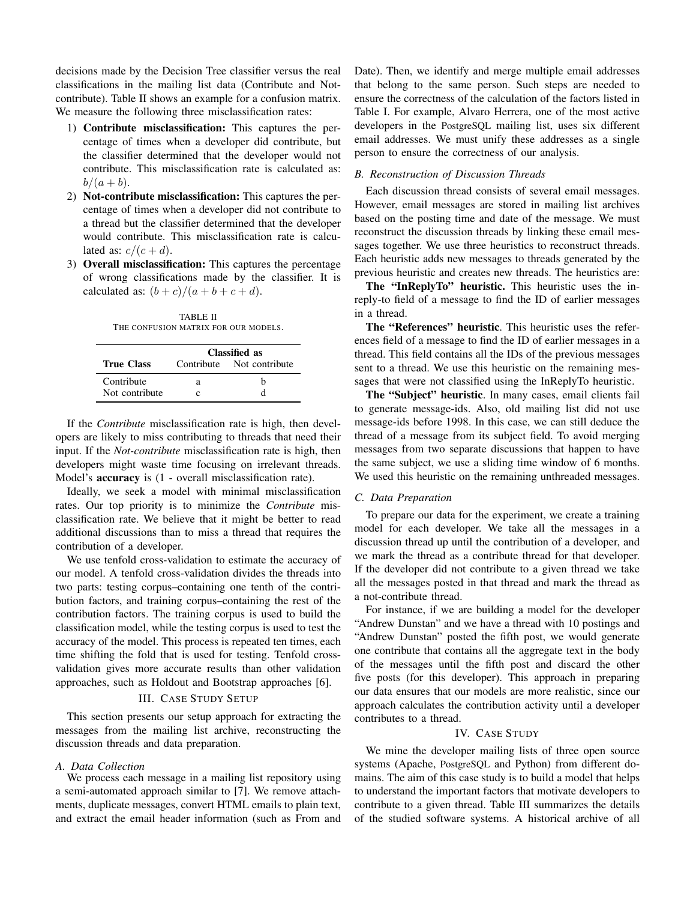decisions made by the Decision Tree classifier versus the real classifications in the mailing list data (Contribute and Not-contribute). Table II shows an example for a confusion matrix. We measure the following three misclassification rates:

1) **Contribute misclassification:** This captures the percentage of times when a developer did contribute, but the classifier determined that the developer would not contribute. This misclassification rate is calculated as: $b/(a+b)$.
2) **Not-contribute misclassification:** This captures the percentage of times when a developer did not contribute to a thread but the classifier determined that the developer would contribute. This misclassification rate is calculated as: $c/(c+d)$.
3) **Overall misclassification:** This captures the percentage of wrong classifications made by the classifier. It is calculated as: $(b+c)/(a+b+c+d)$.

TABLE II
THE CONFUSION MATRIX FOR OUR MODELS.

| True Class | Classified as | |
|---|---|---|
| | Contribute | Not contribute |
| Contribute | a | b |
| Not contribute | c | d |

If the *Contribute* misclassification rate is high, then developers are likely to miss contributing to threads that need their input. If the *Not-contribute* misclassification rate is high, then developers might waste time focusing on irrelevant threads. Model's **accuracy** is (1 - overall misclassification rate).

Ideally, we seek a model with minimal misclassification rates. Our top priority is to minimize the *Contribute* misclassification rate. We believe that it might be better to read additional discussions than to miss a thread that requires the contribution of a developer.

We use tenfold cross-validation to estimate the accuracy of our model. A tenfold cross-validation divides the threads into two parts: testing corpus–containing one tenth of the contribution factors, and training corpus–containing the rest of the contribution factors. The training corpus is used to build the classification model, while the testing corpus is used to test the accuracy of the model. This process is repeated ten times, each time shifting the fold that is used for testing. Tenfold cross-validation gives more accurate results than other validation approaches, such as Holdout and Bootstrap approaches [6].

## III. Case Study Setup

This section presents our setup approach for extracting the messages from the mailing list archive, reconstructing the discussion threads and data preparation.

### A. Data Collection

We process each message in a mailing list repository using a semi-automated approach similar to [7]. We remove attachments, duplicate messages, convert HTML emails to plain text, and extract the email header information (such as From and Date). Then, we identify and merge multiple email addresses that belong to the same person. Such steps are needed to ensure the correctness of the calculation of the factors listed in Table I. For example, Alvaro Herrera, one of the most active developers in the PostgreSQL mailing list, uses six different email addresses. We must unify these addresses as a single person to ensure the correctness of our analysis.

### B. Reconstruction of Discussion Threads

Each discussion thread consists of several email messages. However, email messages are stored in mailing list archives based on the posting time and date of the message. We must reconstruct the discussion threads by linking these email messages together. We use three heuristics to reconstruct threads. Each heuristic adds new messages to threads generated by the previous heuristic and creates new threads. The heuristics are:

**The "InReplyTo" heuristic.** This heuristic uses the in-reply-to field of a message to find the ID of earlier messages in a thread.

**The "References" heuristic**. This heuristic uses the references field of a message to find the ID of earlier messages in a thread. This field contains all the IDs of the previous messages sent to a thread. We use this heuristic on the remaining messages that were not classified using the InReplyTo heuristic.

**The "Subject" heuristic**. In many cases, email clients fail to generate message-ids. Also, old mailing list did not use message-ids before 1998. In this case, we can still deduce the thread of a message from its subject field. To avoid merging messages from two separate discussions that happen to have the same subject, we use a sliding time window of 6 months. We used this heuristic on the remaining unthreaded messages.

### C. Data Preparation

To prepare our data for the experiment, we create a training model for each developer. We take all the messages in a discussion thread up until the contribution of a developer, and we mark the thread as a contribute thread for that developer. If the developer did not contribute to a given thread we take all the messages posted in that thread and mark the thread as a not-contribute thread.

For instance, if we are building a model for the developer "Andrew Dunstan" and we have a thread with 10 postings and "Andrew Dunstan" posted the fifth post, we would generate one contribute that contains all the aggregate text in the body of the messages until the fifth post and discard the other five posts (for this developer). This approach in preparing our data ensures that our models are more realistic, since our approach calculates the contribution activity until a developer contributes to a thread.

## IV. Case Study

We mine the developer mailing lists of three open source systems (Apache, PostgreSQL and Python) from different domains. The aim of this case study is to build a model that helps to understand the important factors that motivate developers to contribute to a given thread. Table III summarizes the details of the studied software systems. A historical archive of all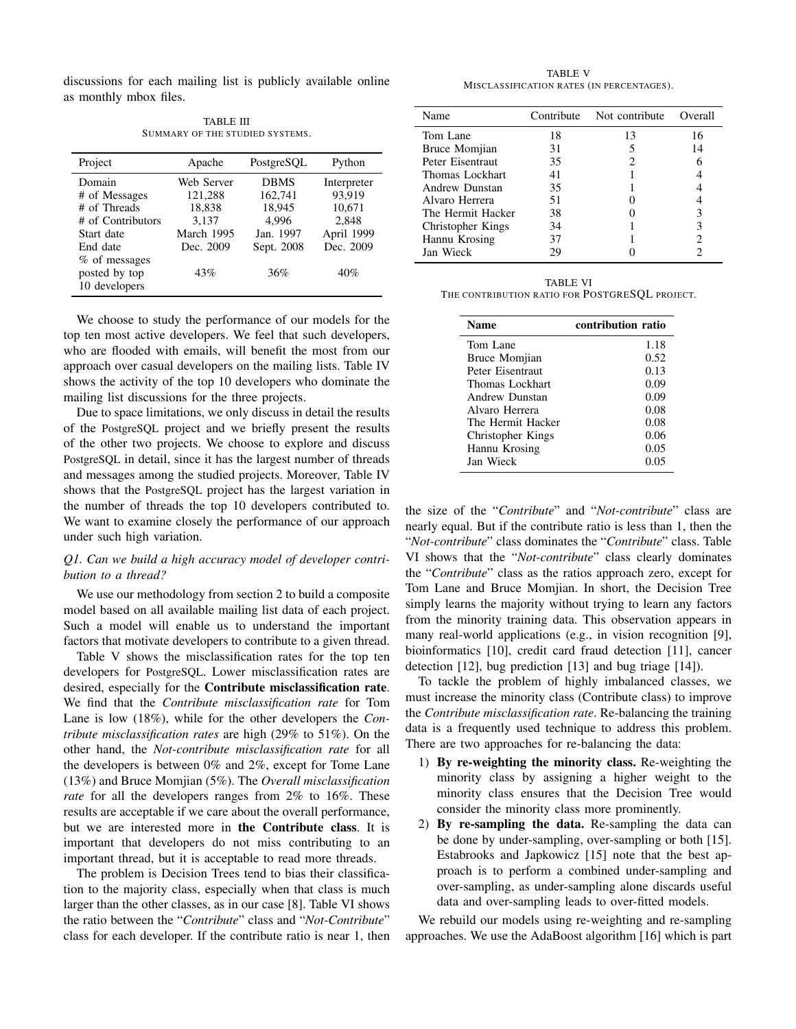discussions for each mailing list is publicly available online as monthly mbox files.

TABLE III
SUMMARY OF THE STUDIED SYSTEMS.

| Project | Apache | PostgreSQL | Python |
|---|---|---|---|
| Domain | Web Server | DBMS | Interpreter |
| # of Messages | 121,288 | 162,741 | 93,919 |
| # of Threads | 18,838 | 18,945 | 10,671 |
| # of Contributors | 3,137 | 4,996 | 2,848 |
| Start date | March 1995 | Jan. 1997 | April 1999 |
| End date | Dec. 2009 | Sept. 2008 | Dec. 2009 |
| % of messages posted by top 10 developers | 43% | 36% | 40% |

We choose to study the performance of our models for the top ten most active developers. We feel that such developers, who are flooded with emails, will benefit the most from our approach over casual developers on the mailing lists. Table IV shows the activity of the top 10 developers who dominate the mailing list discussions for the three projects.

Due to space limitations, we only discuss in detail the results of the PostgreSQL project and we briefly present the results of the other two projects. We choose to explore and discuss PostgreSQL in detail, since it has the largest number of threads and messages among the studied projects. Moreover, Table IV shows that the PostgreSQL project has the largest variation in the number of threads the top 10 developers contributed to. We want to examine closely the performance of our approach under such high variation.

### *Q1. Can we build a high accuracy model of developer contribution to a thread?*

We use our methodology from section 2 to build a composite model based on all available mailing list data of each project. Such a model will enable us to understand the important factors that motivate developers to contribute to a given thread.

Table V shows the misclassification rates for the top ten developers for PostgreSQL. Lower misclassification rates are desired, especially for the **Contribute misclassification rate**. We find that the *Contribute misclassification rate* for Tom Lane is low (18%), while for the other developers the *Contribute misclassification rates* are high (29% to 51%). On the other hand, the *Not-contribute misclassification rate* for all the developers is between 0% and 2%, except for Tome Lane (13%) and Bruce Momjian (5%). The *Overall misclassification rate* for all the developers ranges from 2% to 16%. These results are acceptable if we care about the overall performance, but we are interested more in **the Contribute class**. It is important that developers do not miss contributing to an important thread, but it is acceptable to read more threads.

The problem is Decision Trees tend to bias their classification to the majority class, especially when that class is much larger than the other classes, as in our case [8]. Table VI shows the ratio between the "*Contribute*" class and "*Not-Contribute*" class for each developer. If the contribute ratio is near 1, then

TABLE V
MISCLASSIFICATION RATES (IN PERCENTAGES).

| Name | Contribute | Not contribute | Overall |
|---|---|---|---|
| Tom Lane | 18 | 13 | 16 |
| Bruce Momjian | 31 | 5 | 14 |
| Peter Eisentraut | 35 | 2 | 6 |
| Thomas Lockhart | 41 | 1 | 4 |
| Andrew Dunstan | 35 | 1 | 4 |
| Alvaro Herrera | 51 | 0 | 4 |
| The Hermit Hacker | 38 | 0 | 3 |
| Christopher Kings | 34 | 1 | 3 |
| Hannu Krosing | 37 | 1 | 2 |
| Jan Wieck | 29 | 0 | 2 |

TABLE VI
THE CONTRIBUTION RATIO FOR POSTGRESQL PROJECT.

| Name | contribution ratio |
|---|---|
| Tom Lane | 1.18 |
| Bruce Momjian | 0.52 |
| Peter Eisentraut | 0.13 |
| Thomas Lockhart | 0.09 |
| Andrew Dunstan | 0.09 |
| Alvaro Herrera | 0.08 |
| The Hermit Hacker | 0.08 |
| Christopher Kings | 0.06 |
| Hannu Krosing | 0.05 |
| Jan Wieck | 0.05 |

the size of the "*Contribute*" and "*Not-contribute*" class are nearly equal. But if the contribute ratio is less than 1, then the "*Not-contribute*" class dominates the "*Contribute*" class. Table VI shows that the "*Not-contribute*" class clearly dominates the "*Contribute*" class as the ratios approach zero, except for Tom Lane and Bruce Momjian. In short, the Decision Tree simply learns the majority without trying to learn any factors from the minority training data. This observation appears in many real-world applications (e.g., in vision recognition [9], bioinformatics [10], credit card fraud detection [11], cancer detection [12], bug prediction [13] and bug triage [14]).

To tackle the problem of highly imbalanced classes, we must increase the minority class (Contribute class) to improve the *Contribute misclassification rate*. Re-balancing the training data is a frequently used technique to address this problem. There are two approaches for re-balancing the data:

1) **By re-weighting the minority class.** Re-weighting the minority class by assigning a higher weight to the minority class ensures that the Decision Tree would consider the minority class more prominently.
2) **By re-sampling the data.** Re-sampling the data can be done by under-sampling, over-sampling or both [15]. Estabrooks and Japkowicz [15] note that the best approach is to perform a combined under-sampling and over-sampling, as under-sampling alone discards useful data and over-sampling leads to over-fitted models.

We rebuild our models using re-weighting and re-sampling approaches. We use the AdaBoost algorithm [16] which is part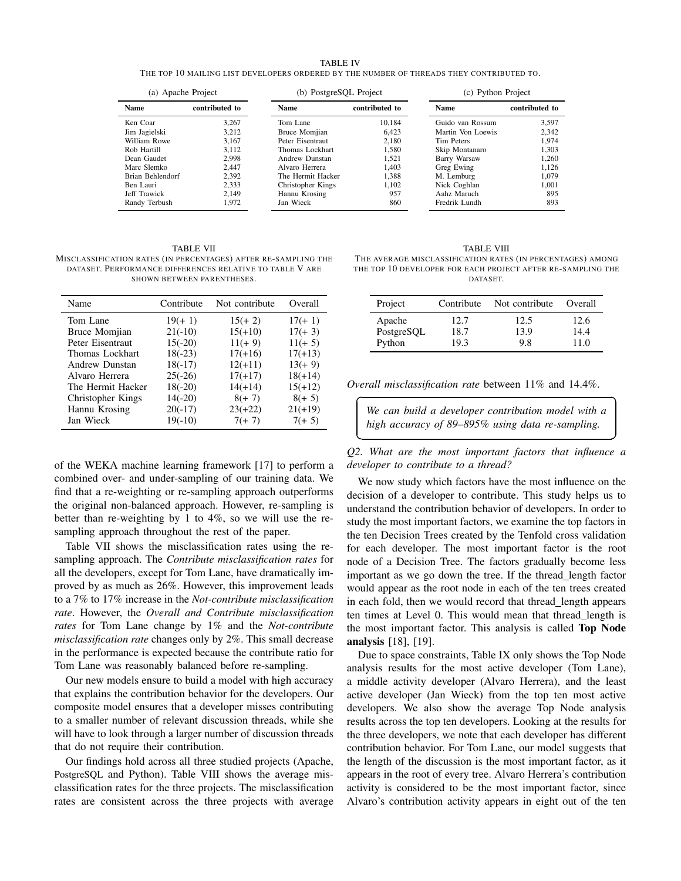TABLE IV
THE TOP 10 MAILING LIST DEVELOPERS ORDERED BY THE NUMBER OF THREADS THEY CONTRIBUTED TO.

(a) Apache Project

| Name | contributed to |
|---|---|
| Ken Coar | 3,267 |
| Jim Jagielski | 3,212 |
| William Rowe | 3,167 |
| Rob Hartill | 3,112 |
| Dean Gaudet | 2,998 |
| Marc Slemko | 2,447 |
| Brian Behlendorf | 2,392 |
| Ben Lauri | 2,333 |
| Jeff Trawick | 2,149 |
| Randy Terbush | 1,972 |

(b) PostgreSQL Project

| Name | contributed to |
|---|---|
| Tom Lane | 10,184 |
| Bruce Momjian | 6,423 |
| Peter Eisentraut | 2,180 |
| Thomas Lockhart | 1,580 |
| Andrew Dunstan | 1,521 |
| Alvaro Herrera | 1,403 |
| The Hermit Hacker | 1,388 |
| Christopher Kings | 1,102 |
| Hannu Krosing | 957 |
| Jan Wieck | 860 |

(c) Python Project

| Name | contributed to |
|---|---|
| Guido van Rossum | 3,597 |
| Martin Von Loewis | 2,342 |
| Tim Peters | 1,974 |
| Skip Montanaro | 1,303 |
| Barry Warsaw | 1,260 |
| Greg Ewing | 1,126 |
| M. Lemburg | 1,079 |
| Nick Coghlan | 1,001 |
| Aahz Maruch | 895 |
| Fredrik Lundh | 893 |

TABLE VII
MISCLASSIFICATION RATES (IN PERCENTAGES) AFTER RE-SAMPLING THE DATASET. PERFORMANCE DIFFERENCES RELATIVE TO TABLE V ARE SHOWN BETWEEN PARENTHESES.

| Name | Contribute | Not contribute | Overall |
|---|---|---|---|
| Tom Lane | 19(+ 1) | 15(+ 2) | 17(+ 1) |
| Bruce Momjian | 21(-10) | 15(+10) | 17(+ 3) |
| Peter Eisentraut | 15(-20) | 11(+ 9) | 11(+ 5) |
| Thomas Lockhart | 18(-23) | 17(+16) | 17(+13) |
| Andrew Dunstan | 18(-17) | 12(+11) | 13(+ 9) |
| Alvaro Herrera | 25(-26) | 17(+17) | 18(+14) |
| The Hermit Hacker | 18(-20) | 14(+14) | 15(+12) |
| Christopher Kings | 14(-20) | 8(+ 7) | 8(+ 5) |
| Hannu Krosing | 20(-17) | 23(+22) | 21(+19) |
| Jan Wieck | 19(-10) | 7(+ 7) | 7(+ 5) |

of the WEKA machine learning framework [17] to perform a combined over- and under-sampling of our training data. We find that a re-weighting or re-sampling approach outperforms the original non-balanced approach. However, re-sampling is better than re-weighting by 1 to 4%, so we will use the re-sampling approach throughout the rest of the paper.

Table VII shows the misclassification rates using the re-sampling approach. The *Contribute misclassification rates* for all the developers, except for Tom Lane, have dramatically improved by as much as 26%. However, this improvement leads to a 7% to 17% increase in the *Not-contribute misclassification rate*. However, the *Overall and Contribute misclassification rates* for Tom Lane change by 1% and the *Not-contribute misclassification rate* changes only by 2%. This small decrease in the performance is expected because the contribute ratio for Tom Lane was reasonably balanced before re-sampling.

Our new models ensure to build a model with high accuracy that explains the contribution behavior for the developers. Our composite model ensures that a developer misses contributing to a smaller number of relevant discussion threads, while she will have to look through a larger number of discussion threads that do not require their contribution.

Our findings hold across all three studied projects (Apache, PostgreSQL and Python). Table VIII shows the average misclassification rates for the three projects. The misclassification rates are consistent across the three projects with average

TABLE VIII
THE AVERAGE MISCLASSIFICATION RATES (IN PERCENTAGES) AMONG THE TOP 10 DEVELOPER FOR EACH PROJECT AFTER RE-SAMPLING THE DATASET.

| Project | Contribute | Not contribute | Overall |
|---|---|---|---|
| Apache | 12.7 | 12.5 | 12.6 |
| PostgreSQL | 18.7 | 13.9 | 14.4 |
| Python | 19.3 | 9.8 | 11.0 |

*Overall misclassification rate* between 11% and 14.4%.

> *We can build a developer contribution model with a high accuracy of 89–895% using data re-sampling.*

*Q2. What are the most important factors that influence a developer to contribute to a thread?*

We now study which factors have the most influence on the decision of a developer to contribute. This study helps us to understand the contribution behavior of developers. In order to study the most important factors, we examine the top factors in the ten Decision Trees created by the Tenfold cross validation for each developer. The most important factor is the root node of a Decision Tree. The factors gradually become less important as we go down the tree. If the thread_length factor would appear as the root node in each of the ten trees created in each fold, then we would record that thread_length appears ten times at Level 0. This would mean that thread_length is the most important factor. This analysis is called **Top Node analysis** [18], [19].

Due to space constraints, Table IX only shows the Top Node analysis results for the most active developer (Tom Lane), a middle activity developer (Alvaro Herrera), and the least active developer (Jan Wieck) from the top ten most active developers. We also show the average Top Node analysis results across the top ten developers. Looking at the results for the three developers, we note that each developer has different contribution behavior. For Tom Lane, our model suggests that the length of the discussion is the most important factor, as it appears in the root of every tree. Alvaro Herrera's contribution activity is considered to be the most important factor, since Alvaro's contribution activity appears in eight out of the ten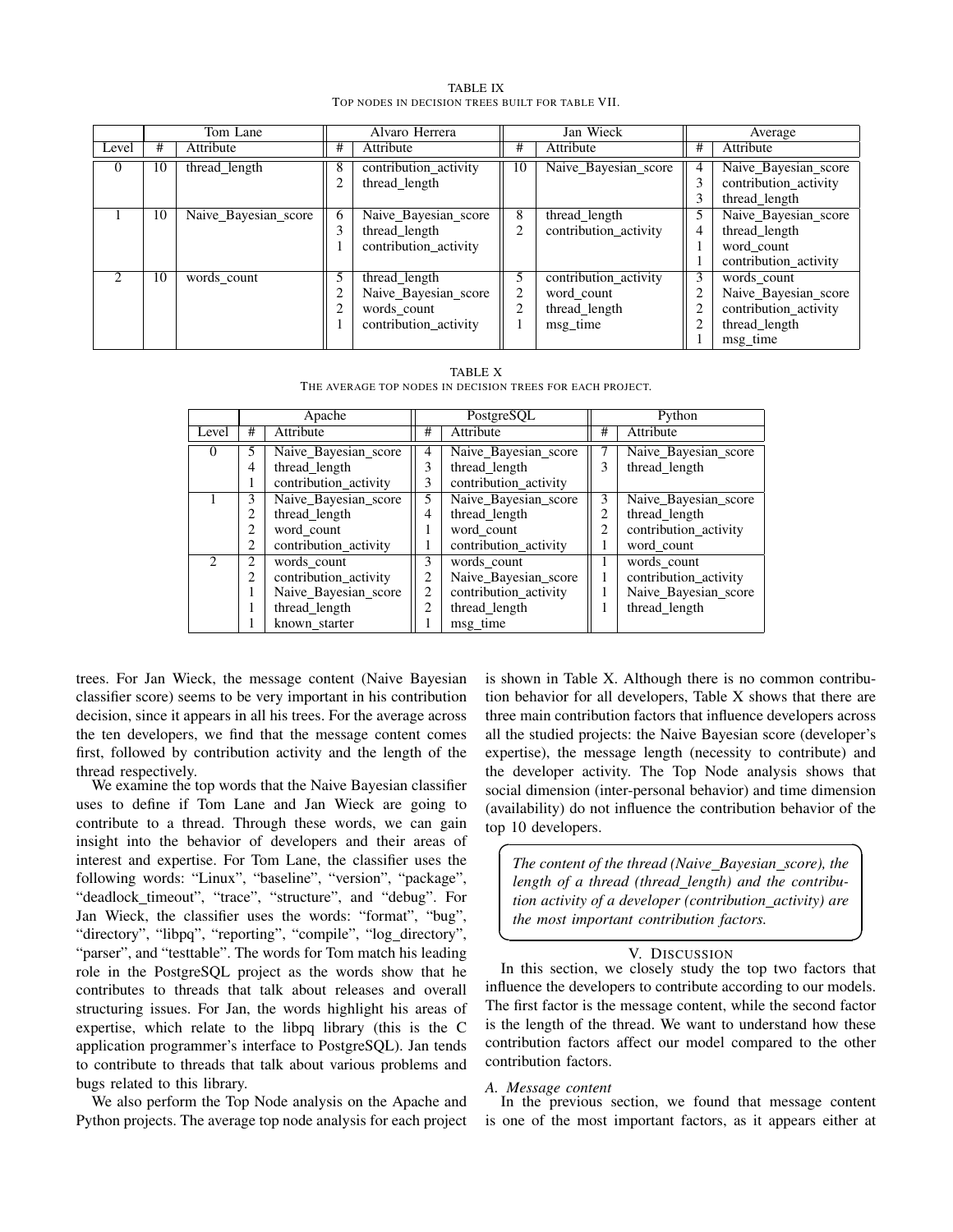TABLE IX
TOP NODES IN DECISION TREES BUILT FOR TABLE VII.

| Level | Tom Lane | | Alvaro Herrera | | Jan Wieck | | Average | |
|---|---|---|---|---|---|---|---|---|
| | # | Attribute | # | Attribute | # | Attribute | # | Attribute |
| 0 | 10 | thread_length | 8 | contribution_activity | 10 | Naive_Bayesian_score | 4 | Naive_Bayesian_score |
| | | | 2 | thread_length | | | 3 | contribution_activity |
| | | | | | | | 3 | thread_length |
| 1 | 10 | Naive_Bayesian_score | 6 | Naive_Bayesian_score | 8 | thread_length | 5 | Naive_Bayesian_score |
| | | | 3 | thread_length | 2 | contribution_activity | 4 | thread_length |
| | | | 1 | contribution_activity | | | 1 | word_count |
| | | | | | | | 1 | contribution_activity |
| 2 | 10 | words_count | 5 | thread_length | 5 | contribution_activity | 3 | words_count |
| | | | 2 | Naive_Bayesian_score | 2 | word_count | 2 | Naive_Bayesian_score |
| | | | 2 | words_count | 2 | thread_length | 2 | contribution_activity |
| | | | 1 | contribution_activity | 1 | msg_time | 2 | thread_length |
| | | | | | | | 1 | msg_time |

TABLE X
THE AVERAGE TOP NODES IN DECISION TREES FOR EACH PROJECT.

| Level | Apache | | PostgreSQL | | Python | |
|---|---|---|---|---|---|---|
| | # | Attribute | # | Attribute | # | Attribute |
| 0 | 5 | Naive_Bayesian_score | 4 | Naive_Bayesian_score | 7 | Naive_Bayesian_score |
| | 4 | thread_length | 3 | thread_length | 3 | thread_length |
| | 1 | contribution_activity | 3 | contribution_activity | | |
| 1 | 3 | Naive_Bayesian_score | 5 | Naive_Bayesian_score | 3 | Naive_Bayesian_score |
| | 2 | thread_length | 4 | thread_length | 2 | thread_length |
| | 2 | word_count | 1 | word_count | 2 | contribution_activity |
| | 2 | contribution_activity | 1 | contribution_activity | 1 | word_count |
| 2 | 2 | words_count | 3 | words_count | 1 | words_count |
| | 2 | contribution_activity | 2 | Naive_Bayesian_score | 1 | contribution_activity |
| | 1 | Naive_Bayesian_score | 2 | contribution_activity | 1 | Naive_Bayesian_score |
| | 1 | thread_length | 2 | thread_length | 1 | thread_length |
| | 1 | known_starter | 1 | msg_time | | |

trees. For Jan Wieck, the message content (Naive Bayesian classifier score) seems to be very important in his contribution decision, since it appears in all his trees. For the average across the ten developers, we find that the message content comes first, followed by contribution activity and the length of the thread respectively.

We examine the top words that the Naive Bayesian classifier uses to define if Tom Lane and Jan Wieck are going to contribute to a thread. Through these words, we can gain insight into the behavior of developers and their areas of interest and expertise. For Tom Lane, the classifier uses the following words: "Linux", "baseline", "version", "package", "deadlock_timeout", "trace", "structure", and "debug". For Jan Wieck, the classifier uses the words: "format", "bug", "directory", "libpq", "reporting", "compile", "log_directory", "parser", and "testtable". The words for Tom match his leading role in the PostgreSQL project as the words show that he contributes to threads that talk about releases and overall structuring issues. For Jan, the words highlight his areas of expertise, which relate to the libpq library (this is the C application programmer's interface to PostgreSQL). Jan tends to contribute to threads that talk about various problems and bugs related to this library.

We also perform the Top Node analysis on the Apache and Python projects. The average top node analysis for each project is shown in Table X. Although there is no common contribution behavior for all developers, Table X shows that there are three main contribution factors that influence developers across all the studied projects: the Naive Bayesian score (developer's expertise), the message length (necessity to contribute) and the developer activity. The Top Node analysis shows that social dimension (inter-personal behavior) and time dimension (availability) do not influence the contribution behavior of the top 10 developers.

*The content of the thread (Naive_Bayesian_score), the length of a thread (thread_length) and the contribution activity of a developer (contribution_activity) are the most important contribution factors.*

## V. DISCUSSION

In this section, we closely study the top two factors that influence the developers to contribute according to our models. The first factor is the message content, while the second factor is the length of the thread. We want to understand how these contribution factors affect our model compared to the other contribution factors.

### A. Message content

In the previous section, we found that message content is one of the most important factors, as it appears either at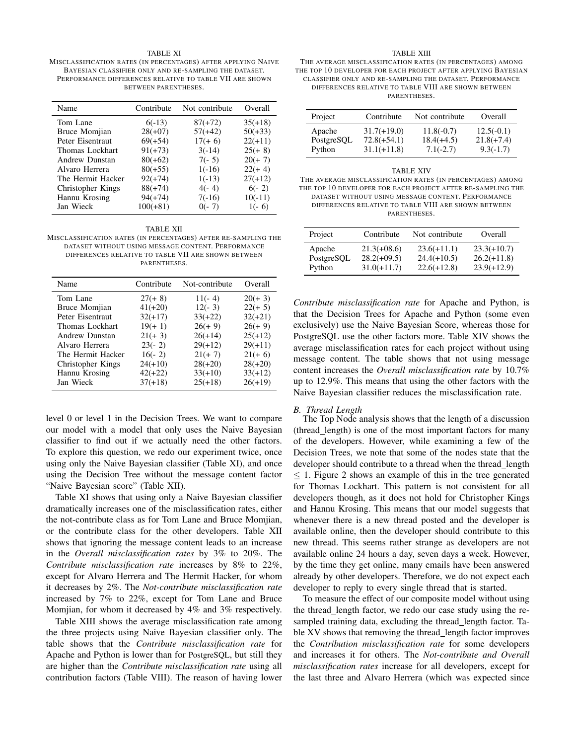TABLE XI

Misclassification rates (in percentages) after applying Naive Bayesian classifier only and re-sampling the dataset. Performance differences relative to table VII are shown between parentheses.

| Name | Contribute | Not contribute | Overall |
|---|---|---|---|
| Tom Lane | 6(-13) | 87(+72) | 35(+18) |
| Bruce Momjian | 28(+07) | 57(+42) | 50(+33) |
| Peter Eisentraut | 69(+54) | 17(+ 6) | 22(+11) |
| Thomas Lockhart | 91(+73) | 3(-14) | 25(+ 8) |
| Andrew Dunstan | 80(+62) | 7(- 5) | 20(+ 7) |
| Alvaro Herrera | 80(+55) | 1(-16) | 22(+ 4) |
| The Hermit Hacker | 92(+74) | 1(-13) | 27(+12) |
| Christopher Kings | 88(+74) | 4(- 4) | 6(- 2) |
| Hannu Krosing | 94(+74) | 7(-16) | 10(-11) |
| Jan Wieck | 100(+81) | 0(- 7) | 1(- 6) |

TABLE XII

Misclassification rates (in percentages) after re-sampling the dataset without using message content. Performance differences relative to table VII are shown between parentheses.

| Name | Contribute | Not-contribute | Overall |
|---|---|---|---|
| Tom Lane | 27(+ 8) | 11(- 4) | 20(+ 3) |
| Bruce Momjian | 41(+20) | 12(- 3) | 22(+ 5) |
| Peter Eisentraut | 32(+17) | 33(+22) | 32(+21) |
| Thomas Lockhart | 19(+ 1) | 26(+ 9) | 26(+ 9) |
| Andrew Dunstan | 21(+ 3) | 26(+14) | 25(+12) |
| Alvaro Herrera | 23(- 2) | 29(+12) | 29(+11) |
| The Hermit Hacker | 16(- 2) | 21(+ 7) | 21(+ 6) |
| Christopher Kings | 24(+10) | 28(+20) | 28(+20) |
| Hannu Krosing | 42(+22) | 33(+10) | 33(+12) |
| Jan Wieck | 37(+18) | 25(+18) | 26(+19) |

level 0 or level 1 in the Decision Trees. We want to compare our model with a model that only uses the Naive Bayesian classifier to find out if we actually need the other factors. To explore this question, we redo our experiment twice, once using only the Naive Bayesian classifier (Table XI), and once using the Decision Tree without the message content factor "Naive Bayesian score" (Table XII).

Table XI shows that using only a Naive Bayesian classifier dramatically increases one of the misclassification rates, either the not-contribute class as for Tom Lane and Bruce Momjian, or the contribute class for the other developers. Table XII shows that ignoring the message content leads to an increase in the *Overall misclassification rates* by 3% to 20%. The *Contribute misclassification rate* increases by 8% to 22%, except for Alvaro Herrera and The Hermit Hacker, for whom it decreases by 2%. The *Not-contribute misclassification rate* increased by 7% to 22%, except for Tom Lane and Bruce Momjian, for whom it decreased by 4% and 3% respectively.

Table XIII shows the average misclassification rate among the three projects using Naive Bayesian classifier only. The table shows that the *Contribute misclassification rate* for Apache and Python is lower than for PostgreSQL, but still they are higher than the *Contribute misclassification rate* using all contribution factors (Table VIII). The reason of having lower

TABLE XIII

The average misclassification rates (in percentages) among the top 10 developer for each project after applying Bayesian classifier only and re-sampling the dataset. Performance differences relative to table VIII are shown between parentheses.

| Project | Contribute | Not contribute | Overall |
|---|---|---|---|
| Apache | 31.7(+19.0) | 11.8(-0.7) | 12.5(-0.1) |
| PostgreSQL | 72.8(+54.1) | 18.4(+4.5) | 21.8(+7.4) |
| Python | 31.1(+11.8) | 7.1(-2.7) | 9.3(-1.7) |

TABLE XIV

The average misclassification rates (in percentages) among the top 10 developer for each project after re-sampling the dataset without using message content. Performance differences relative to table VIII are shown between parentheses.

| Project | Contribute | Not contribute | Overall |
|---|---|---|---|
| Apache | 21.3(+08.6) | 23.6(+11.1) | 23.3(+10.7) |
| PostgreSQL | 28.2(+09.5) | 24.4(+10.5) | 26.2(+11.8) |
| Python | 31.0(+11.7) | 22.6(+12.8) | 23.9(+12.9) |

*Contribute misclassification rate* for Apache and Python, is that the Decision Trees for Apache and Python (some even exclusively) use the Naive Bayesian Score, whereas those for PostgreSQL use the other factors more. Table XIV shows the average misclassification rates for each project without using message content. The table shows that not using message content increases the *Overall misclassification rate* by 10.7% up to 12.9%. This means that using the other factors with the Naive Bayesian classifier reduces the misclassification rate.

### B. Thread Length

The Top Node analysis shows that the length of a discussion (thread_length) is one of the most important factors for many of the developers. However, while examining a few of the Decision Trees, we note that some of the nodes state that the developer should contribute to a thread when the thread_length $\leq 1$. Figure 2 shows an example of this in the tree generated for Thomas Lockhart. This pattern is not consistent for all developers though, as it does not hold for Christopher Kings and Hannu Krosing. This means that our model suggests that whenever there is a new thread posted and the developer is available online, then the developer should contribute to this new thread. This seems rather strange as developers are not available online 24 hours a day, seven days a week. However, by the time they get online, many emails have been answered already by other developers. Therefore, we do not expect each developer to reply to every single thread that is started.

To measure the effect of our composite model without using the thread_length factor, we redo our case study using the re-sampled training data, excluding the thread_length factor. Table XV shows that removing the thread_length factor improves the *Contribution misclassification rate* for some developers and increases it for others. The *Not-contribute and Overall misclassification rates* increase for all developers, except for the last three and Alvaro Herrera (which was expected since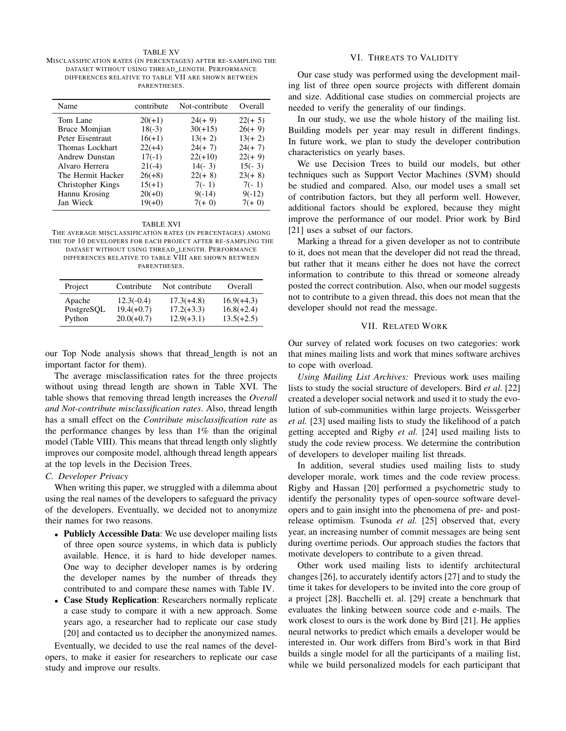TABLE XV

Misclassification rates (in percentages) after re-sampling the dataset without using thread_length. Performance differences relative to table VII are shown between parentheses.

| Name | contribute | Not-contribute | Overall |
|---|---|---|---|
| Tom Lane | 20(+1) | 24(+ 9) | 22(+ 5) |
| Bruce Momjian | 18(-3) | 30(+15) | 26(+ 9) |
| Peter Eisentraut | 16(+1) | 13(+ 2) | 13(+ 2) |
| Thomas Lockhart | 22(+4) | 24(+ 7) | 24(+ 7) |
| Andrew Dunstan | 17(-1) | 22(+10) | 22(+ 9) |
| Alvaro Herrera | 21(-4) | 14(- 3) | 15(- 3) |
| The Hermit Hacker | 26(+8) | 22(+ 8) | 23(+ 8) |
| Christopher Kings | 15(+1) | 7(- 1) | 7(- 1) |
| Hannu Krosing | 20(+0) | 9(-14) | 9(-12) |
| Jan Wieck | 19(+0) | 7(+ 0) | 7(+ 0) |

TABLE XVI

The average misclassification rates (in percentages) among the top 10 developers for each project after re-sampling the dataset without using thread_length. Performance differences relative to table VIII are shown between parentheses.

| Project | Contribute | Not contribute | Overall |
|---|---|---|---|
| Apache | 12.3(-0.4) | 17.3(+4.8) | 16.9(+4.3) |
| PostgreSQL | 19.4(+0.7) | 17.2(+3.3) | 16.8(+2.4) |
| Python | 20.0(+0.7) | 12.9(+3.1) | 13.5(+2.5) |

our Top Node analysis shows that thread_length is not an important factor for them).

The average misclassification rates for the three projects without using thread length are shown in Table XVI. The table shows that removing thread length increases the *Overall and Not-contribute misclassification rates*. Also, thread length has a small effect on the *Contribute misclassification rate* as the performance changes by less than 1% than the original model (Table VIII). This means that thread length only slightly improves our composite model, although thread length appears at the top levels in the Decision Trees.

### C. Developer Privacy

When writing this paper, we struggled with a dilemma about using the real names of the developers to safeguard the privacy of the developers. Eventually, we decided not to anonymize their names for two reasons.

- **Publicly Accessible Data**: We use developer mailing lists of three open source systems, in which data is publicly available. Hence, it is hard to hide developer names. One way to decipher developer names is by ordering the developer names by the number of threads they contributed to and compare these names with Table IV.
- **Case Study Replication**: Researchers normally replicate a case study to compare it with a new approach. Some years ago, a researcher had to replicate our case study [20] and contacted us to decipher the anonymized names.

Eventually, we decided to use the real names of the developers, to make it easier for researchers to replicate our case study and improve our results.

## VI. Threats to Validity

Our case study was performed using the development mailing list of three open source projects with different domain and size. Additional case studies on commercial projects are needed to verify the generality of our findings.

In our study, we use the whole history of the mailing list. Building models per year may result in different findings. In future work, we plan to study the developer contribution characteristics on yearly bases.

We use Decision Trees to build our models, but other techniques such as Support Vector Machines (SVM) should be studied and compared. Also, our model uses a small set of contribution factors, but they all perform well. However, additional factors should be explored, because they might improve the performance of our model. Prior work by Bird [21] uses a subset of our factors.

Marking a thread for a given developer as not to contribute to it, does not mean that the developer did not read the thread, but rather that it means either he does not have the correct information to contribute to this thread or someone already posted the correct contribution. Also, when our model suggests not to contribute to a given thread, this does not mean that the developer should not read the message.

## VII. Related Work

Our survey of related work focuses on two categories: work that mines mailing lists and work that mines software archives to cope with overload.

*Using Mailing List Archives:* Previous work uses mailing lists to study the social structure of developers. Bird *et al.* [22] created a developer social network and used it to study the evolution of sub-communities within large projects. Weissgerber *et al.* [23] used mailing lists to study the likelihood of a patch getting accepted and Rigby *et al.* [24] used mailing lists to study the code review process. We determine the contribution of developers to developer mailing list threads.

In addition, several studies used mailing lists to study developer morale, work times and the code review process. Rigby and Hassan [20] performed a psychometric study to identify the personality types of open-source software developers and to gain insight into the phenomena of pre- and post-release optimism. Tsunoda *et al.* [25] observed that, every year, an increasing number of commit messages are being sent during overtime periods. Our approach studies the factors that motivate developers to contribute to a given thread.

Other work used mailing lists to identify architectural changes [26], to accurately identify actors [27] and to study the time it takes for developers to be invited into the core group of a project [28]. Bacchelli et. al. [29] create a benchmark that evaluates the linking between source code and e-mails. The work closest to ours is the work done by Bird [21]. He applies neural networks to predict which emails a developer would be interested in. Our work differs from Bird's work in that Bird builds a single model for all the participants of a mailing list, while we build personalized models for each participant that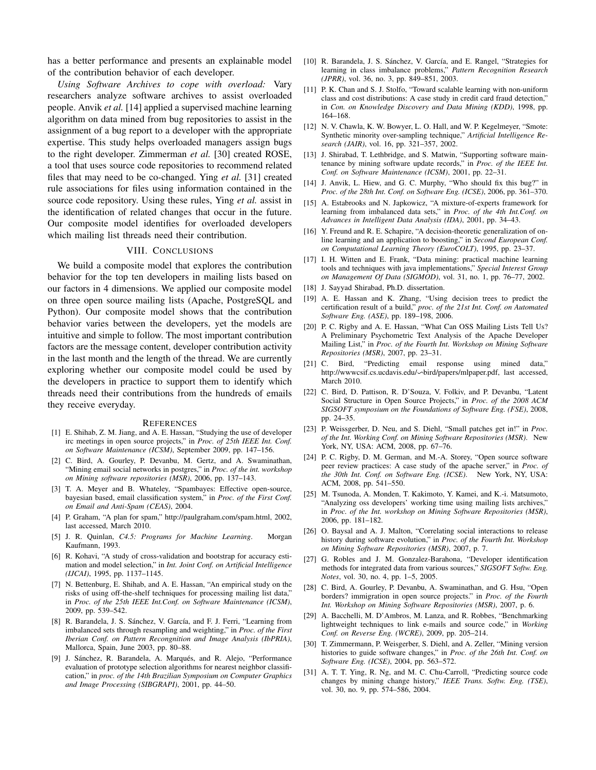has a better performance and presents an explainable model of the contribution behavior of each developer.

*Using Software Archives to cope with overload:* Vary researchers analyze software archives to assist overloaded people. Anvik *et al.* [14] applied a supervised machine learning algorithm on data mined from bug repositories to assist in the assignment of a bug report to a developer with the appropriate expertise. This study helps overloaded managers assign bugs to the right developer. Zimmerman *et al.* [30] created ROSE, a tool that uses source code repositories to recommend related files that may need to be co-changed. Ying *et al.* [31] created rule associations for files using information contained in the source code repository. Using these rules, Ying *et al.* assist in the identification of related changes that occur in the future. Our composite model identifies for overloaded developers which mailing list threads need their contribution.

## VIII. Conclusions

We build a composite model that explores the contribution behavior for the top ten developers in mailing lists based on our factors in 4 dimensions. We applied our composite model on three open source mailing lists (Apache, PostgreSQL and Python). Our composite model shows that the contribution behavior varies between the developers, yet the models are intuitive and simple to follow. The most important contribution factors are the message content, developer contribution activity in the last month and the length of the thread. We are currently exploring whether our composite model could be used by the developers in practice to support them to identify which threads need their contributions from the hundreds of emails they receive everyday.

## References

[1] E. Shihab, Z. M. Jiang, and A. E. Hassan, "Studying the use of developer irc meetings in open source projects," in *Proc. of 25th IEEE Int. Conf. on Software Maintenance (ICSM)*, September 2009, pp. 147–156.

[2] C. Bird, A. Gourley, P. Devanbu, M. Gertz, and A. Swaminathan, "Mining email social networks in postgres," in *Proc. of the int. workshop on Mining software repositories (MSR)*, 2006, pp. 137–143.

[3] T. A. Meyer and B. Whateley, "Spambayes: Effective open-source, bayesian based, email classification system," in *Proc. of the First Conf. on Email and Anti-Spam (CEAS)*, 2004.

[4] P. Graham, "A plan for spam," http://paulgraham.com/spam.html, 2002, last accessed, March 2010.

[5] J. R. Quinlan, *C4.5: Programs for Machine Learning*. Morgan Kaufmann, 1993.

[6] R. Kohavi, "A study of cross-validation and bootstrap for accuracy estimation and model selection," in *Int. Joint Conf. on Artificial Intelligence (IJCAI)*, 1995, pp. 1137–1145.

[7] N. Bettenburg, E. Shihab, and A. E. Hassan, "An empirical study on the risks of using off-the-shelf techniques for processing mailing list data," in *Proc. of the 25th IEEE Int.Conf. on Software Maintenance (ICSM)*, 2009, pp. 539–542.

[8] R. Barandela, J. S. Sánchez, V. García, and F. J. Ferri, "Learning from imbalanced sets through resampling and weighting," in *Proc. of the First Iberian Conf. on Pattern Recongnition and Image Analysis (IbPRIA)*, Mallorca, Spain, June 2003, pp. 80–88.

[9] J. Sánchez, R. Barandela, A. Marqués, and R. Alejo, "Performance evaluation of prototype selection algorithms for nearest neighbor classification," in *proc. of the 14th Brazilian Symposium on Computer Graphics and Image Processing (SIBGRAPI)*, 2001, pp. 44–50.

[10] R. Barandela, J. S. Sánchez, V. García, and E. Rangel, "Strategies for learning in class imbalance problems," *Pattern Recognition Research (JPRR)*, vol. 36, no. 3, pp. 849–851, 2003.

[11] P. K. Chan and S. J. Stolfo, "Toward scalable learning with non-uniform class and cost distributions: A case study in credit card fraud detection," in *Con. on Knowledge Discovery and Data Mining (KDD)*, 1998, pp. 164–168.

[12] N. V. Chawla, K. W. Bowyer, L. O. Hall, and W. P. Kegelmeyer, "Smote: Synthetic minority over-sampling technique," *Artificial Intelligence Research (JAIR)*, vol. 16, pp. 321–357, 2002.

[13] J. Shirabad, T. Lethbridge, and S. Matwin, "Supporting software maintenance by mining software update records," in *Proc. of the IEEE Int. Conf. on Software Maintenance (ICSM)*, 2001, pp. 22–31.

[14] J. Anvik, L. Hiew, and G. C. Murphy, "Who should fix this bug?" in *Proc. of the 28th Int. Conf. on Software Eng. (ICSE)*, 2006, pp. 361–370.

[15] A. Estabrooks and N. Japkowicz, "A mixture-of-experts framework for learning from imbalanced data sets," in *Proc. of the 4th Int.Conf. on Advances in Intelligent Data Analysis (IDA)*, 2001, pp. 34–43.

[16] Y. Freund and R. E. Schapire, "A decision-theoretic generalization of online learning and an application to boosting," in *Second European Conf. on Computational Learning Theory (EuroCOLT)*, 1995, pp. 23–37.

[17] I. H. Witten and E. Frank, "Data mining: practical machine learning tools and techniques with java implementations," *Special Interest Group on Management Of Data (SIGMOD)*, vol. 31, no. 1, pp. 76–77, 2002.

[18] J. Sayyad Shirabad, Ph.D. dissertation.

[19] A. E. Hassan and K. Zhang, "Using decision trees to predict the certification result of a build," *proc. of the 21st Int. Conf. on Automated Software Eng. (ASE)*, pp. 189–198, 2006.

[20] P. C. Rigby and A. E. Hassan, "What Can OSS Mailing Lists Tell Us? A Preliminary Psychometric Text Analysis of the Apache Developer Mailing List," in *Proc. of the Fourth Int. Workshop on Mining Software Repositories (MSR)*, 2007, pp. 23–31.

[21] C. Bird, "Predicting email response using mined data," http://wwwcsif.cs.ucdavis.edu/∽bird/papers/mlpaper.pdf, last accessed, March 2010.

[22] C. Bird, D. Pattison, R. D'Souza, V. Folkiv, and P. Devanbu, "Latent Social Structure in Open Source Projects," in *Proc. of the 2008 ACM SIGSOFT symposium on the Foundations of Software Eng. (FSE)*, 2008, pp. 24–35.

[23] P. Weissgerber, D. Neu, and S. Diehl, "Small patches get in!" in *Proc. of the Int. Working Conf. on Mining Software Repositories (MSR)*. New York, NY, USA: ACM, 2008, pp. 67–76.

[24] P. C. Rigby, D. M. German, and M.-A. Storey, "Open source software peer review practices: A case study of the apache server," in *Proc. of the 30th Int. Conf. on Software Eng. (ICSE)*. New York, NY, USA: ACM, 2008, pp. 541–550.

[25] M. Tsunoda, A. Monden, T. Kakimoto, Y. Kamei, and K.-i. Matsumoto, "Analyzing oss developers' working time using mailing lists archives," in *Proc. of the Int. workshop on Mining Software Repositories (MSR)*, 2006, pp. 181–182.

[26] O. Baysal and A. J. Malton, "Correlating social interactions to release history during software evolution," in *Proc. of the Fourth Int. Workshop on Mining Software Repositories (MSR)*, 2007, p. 7.

[27] G. Robles and J. M. Gonzalez-Barahona, "Developer identification methods for integrated data from various sources," *SIGSOFT Softw. Eng. Notes*, vol. 30, no. 4, pp. 1–5, 2005.

[28] C. Bird, A. Gourley, P. Devanbu, A. Swaminathan, and G. Hsu, "Open borders? immigration in open source projects." in *Proc. of the Fourth Int. Workshop on Mining Software Repositories (MSR)*, 2007, p. 6.

[29] A. Bacchelli, M. D'Ambros, M. Lanza, and R. Robbes, "Benchmarking lightweight techniques to link e-mails and source code," in *Working Conf. on Reverse Eng. (WCRE)*, 2009, pp. 205–214.

[30] T. Zimmermann, P. Weisgerber, S. Diehl, and A. Zeller, "Mining version histories to guide software changes," in *Proc. of the 26th Int. Conf. on Software Eng. (ICSE)*, 2004, pp. 563–572.

[31] A. T. T. Ying, R. Ng, and M. C. Chu-Carroll, "Predicting source code changes by mining change history," *IEEE Trans. Softw. Eng. (TSE)*, vol. 30, no. 9, pp. 574–586, 2004.